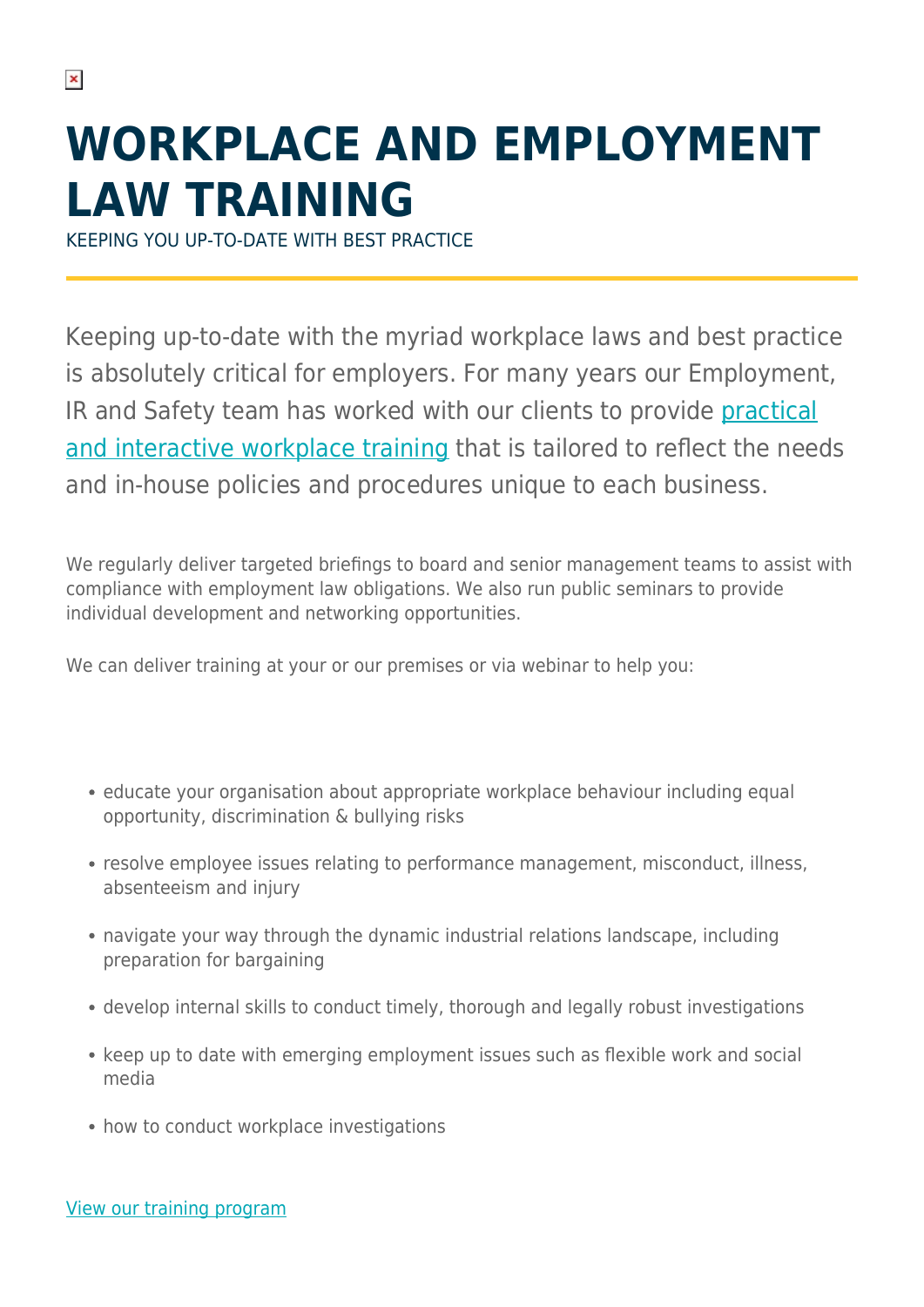# WORKPLACE AND EMPLOYMENT LAW TRAINING

KEEPING YOU UP-TO-DATE WITH BEST PRACTICE

Keeping up-to-date with the myriad workplace laws and best practice is absolutely critical for employers. For many years our Employment, IR and Safety team has worked with our clients to provide practical and interactive workplace training that is tailored to reflect the needs and in-house policies and procedures unique to each business.

We regularly deliver targeted briefings to board and senior management teams to assist with compliance with employment law obligations. We also run public seminars to provide individual development and networking opportunities.

We can deliver training at your or our premises or via webinar to help you:

- educate your organisation about appropriate workplace behaviour including equal opportunity, discrimination & bullying risks
- resolve employee issues relating to performance management, misconduct, illness, absenteeism and injury
- navigate your way through the dynamic industrial relations landscape, including preparation for bargaining
- develop internal skills to conduct timely, thorough and legally robust investigations
- keep up to date with emerging employment issues such as flexible work and social media
- how to conduct workplace investigations

View our training program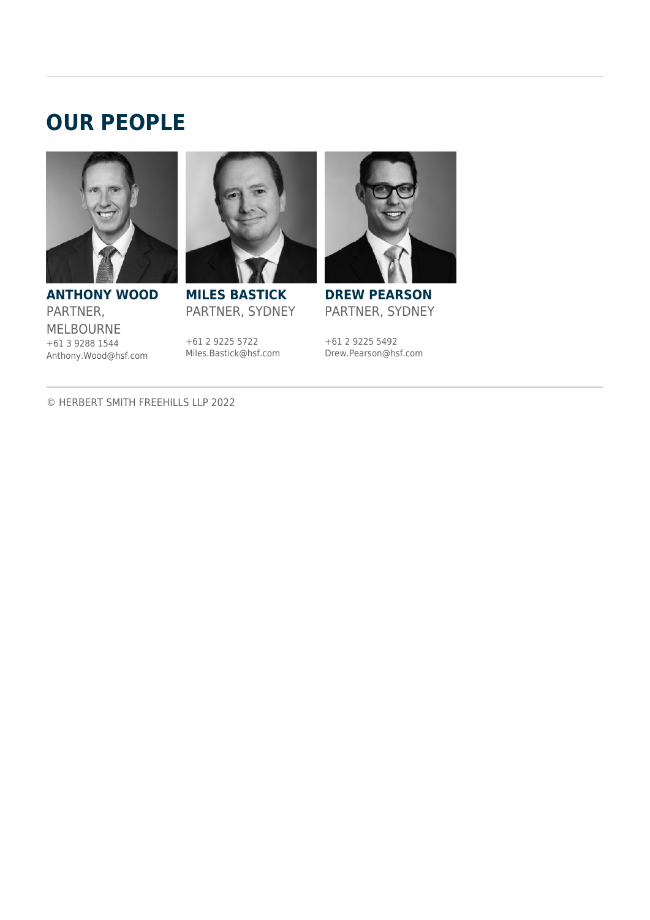## OUR PEOPLE

**ANTHONY WOOD**
PARTNER, MELBOURNE
+61 3 9288 1544
Anthony.Wood@hsf.com

**MILES BASTICK**
PARTNER, SYDNEY
+61 2 9225 5722
Miles.Bastick@hsf.com

**DREW PEARSON**
PARTNER, SYDNEY
+61 2 9225 5492
Drew.Pearson@hsf.com

© HERBERT SMITH FREEHILLS LLP 2022